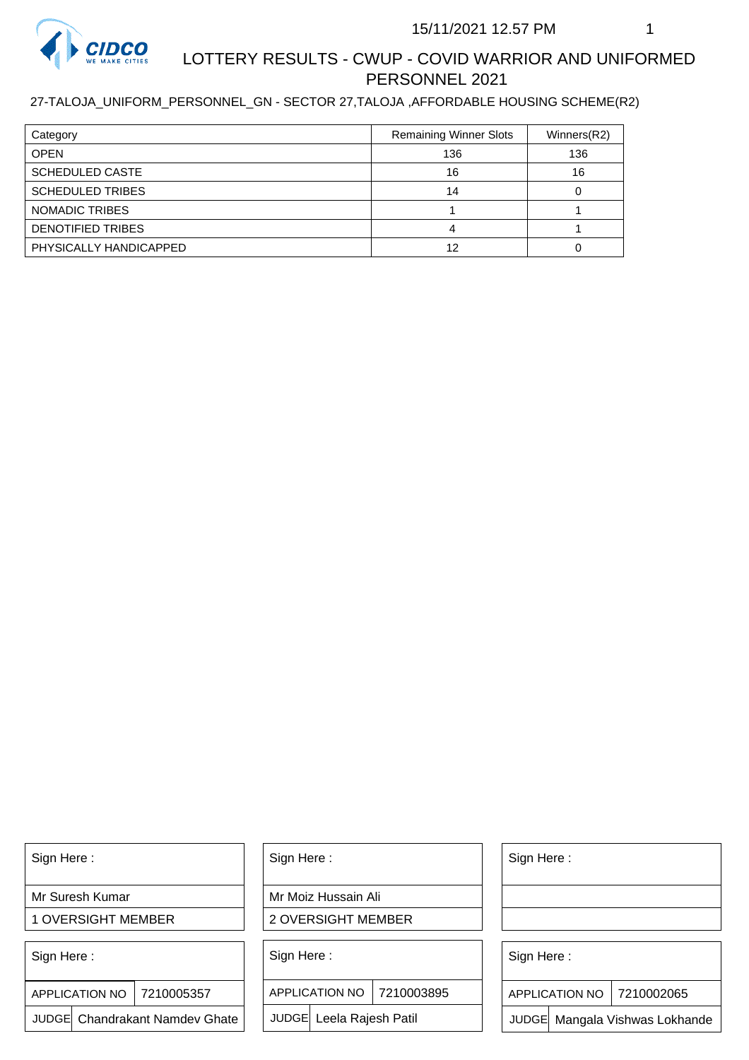# LOTTERY RESULTS - CWUP - COVID WARRIOR AND UNIFORMED PERSONNEL 2021

27-TALOJA_UNIFORM_PERSONNEL_GN - SECTOR 27,TALOJA ,AFFORDABLE HOUSING SCHEME(R2)

| Category | Remaining Winner Slots | Winners(R2) |
| --- | --- | --- |
| OPEN | 136 | 136 |
| SCHEDULED CASTE | 16 | 16 |
| SCHEDULED TRIBES | 14 | 0 |
| NOMADIC TRIBES | 1 | 1 |
| DENOTIFIED TRIBES | 4 | 1 |
| PHYSICALLY HANDICAPPED | 12 | 0 |

| Sign Here : | Sign Here : | Sign Here : |
| --- | --- | --- |
| Mr Suresh Kumar | Mr Moiz Hussain Ali | |
| 1 OVERSIGHT MEMBER | 2 OVERSIGHT MEMBER | |

| Sign Here : | | Sign Here : | | Sign Here : | |
| --- | --- | --- | --- | --- | --- |
| APPLICATION NO | 7210005357 | APPLICATION NO | 7210003895 | APPLICATION NO | 7210002065 |
| JUDGE | Chandrakant Namdev Ghate | JUDGE | Leela Rajesh Patil | JUDGE | Mangala Vishwas Lokhande |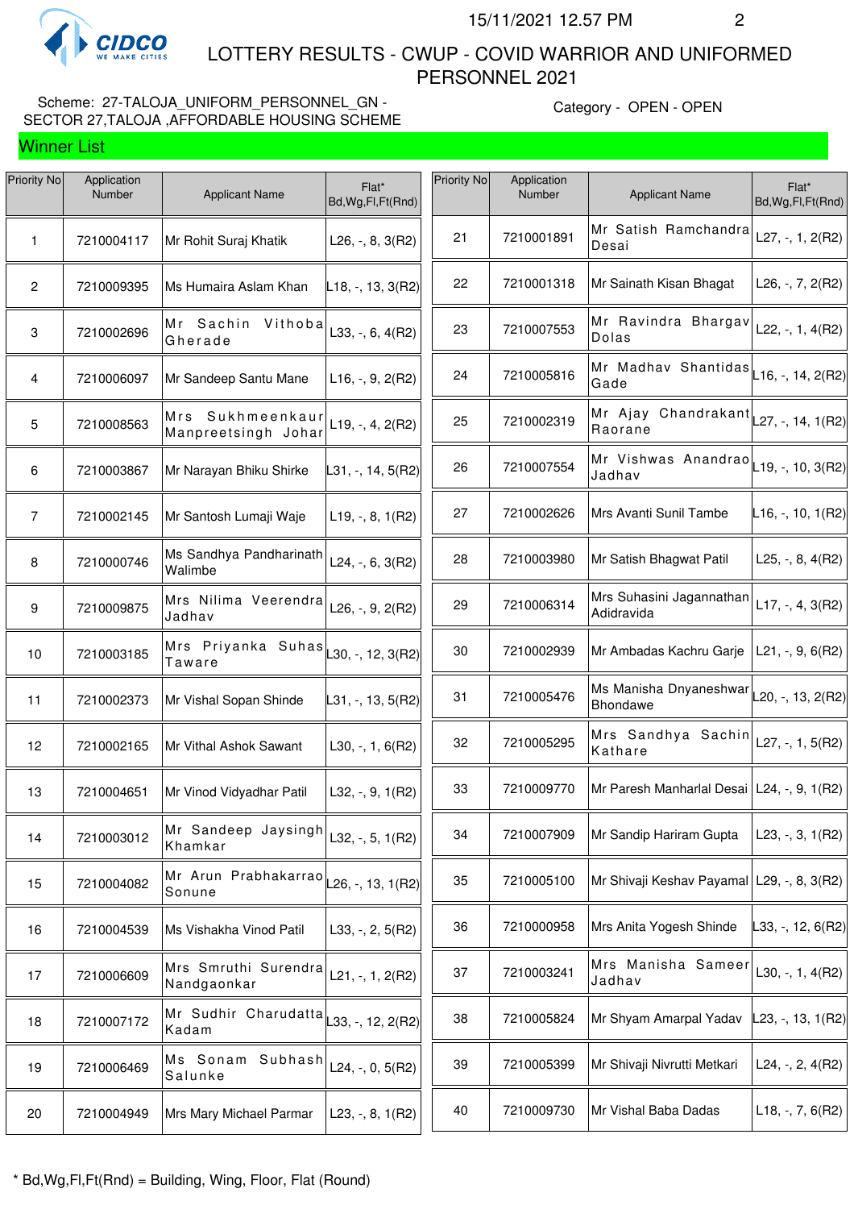CIDCO
WE MAKE CITIES

15/11/2021 12.57 PM

# LOTTERY RESULTS - CWUP - COVID WARRIOR AND UNIFORMED PERSONNEL 2021

Scheme: 27-TALOJA_UNIFORM_PERSONNEL_GN - SECTOR 27,TALOJA ,AFFORDABLE HOUSING SCHEME

Category - OPEN - OPEN

## Winner List

| Priority No | Application Number | Applicant Name | Flat* Bd,Wg,Fl,Ft(Rnd) |
|---|---|---|---|
| 1 | 7210004117 | Mr Rohit Suraj Khatik | L26, -, 8, 3(R2) |
| 2 | 7210009395 | Ms Humaira Aslam Khan | L18, -, 13, 3(R2) |
| 3 | 7210002696 | Mr Sachin Vithoba Gherade | L33, -, 6, 4(R2) |
| 4 | 7210006097 | Mr Sandeep Santu Mane | L16, -, 9, 2(R2) |
| 5 | 7210008563 | Mrs Sukhmeenkaur Manpreetsingh Johar | L19, -, 4, 2(R2) |
| 6 | 7210003867 | Mr Narayan Bhiku Shirke | L31, -, 14, 5(R2) |
| 7 | 7210002145 | Mr Santosh Lumaji Waje | L19, -, 8, 1(R2) |
| 8 | 7210000746 | Ms Sandhya Pandharinath Walimbe | L24, -, 6, 3(R2) |
| 9 | 7210009875 | Mrs Nilima Veerendra Jadhav | L26, -, 9, 2(R2) |
| 10 | 7210003185 | Mrs Priyanka Suhas Taware | L30, -, 12, 3(R2) |
| 11 | 7210002373 | Mr Vishal Sopan Shinde | L31, -, 13, 5(R2) |
| 12 | 7210002165 | Mr Vithal Ashok Sawant | L30, -, 1, 6(R2) |
| 13 | 7210004651 | Mr Vinod Vidyadhar Patil | L32, -, 9, 1(R2) |
| 14 | 7210003012 | Mr Sandeep Jaysingh Khamkar | L32, -, 5, 1(R2) |
| 15 | 7210004082 | Mr Arun Prabhakarrao Sonune | L26, -, 13, 1(R2) |
| 16 | 7210004539 | Ms Vishakha Vinod Patil | L33, -, 2, 5(R2) |
| 17 | 7210006609 | Mrs Smruthi Surendra Nandgaonkar | L21, -, 1, 2(R2) |
| 18 | 7210007172 | Mr Sudhir Charudatta Kadam | L33, -, 12, 2(R2) |
| 19 | 7210006469 | Ms Sonam Subhash Salunke | L24, -, 0, 5(R2) |
| 20 | 7210004949 | Mrs Mary Michael Parmar | L23, -, 8, 1(R2) |
| 21 | 7210001891 | Mr Satish Ramchandra Desai | L27, -, 1, 2(R2) |
| 22 | 7210001318 | Mr Sainath Kisan Bhagat | L26, -, 7, 2(R2) |
| 23 | 7210007553 | Mr Ravindra Bhargav Dolas | L22, -, 1, 4(R2) |
| 24 | 7210005816 | Mr Madhav Shantidas Gade | L16, -, 14, 2(R2) |
| 25 | 7210002319 | Mr Ajay Chandrakant Raorane | L27, -, 14, 1(R2) |
| 26 | 7210007554 | Mr Vishwas Anandrao Jadhav | L19, -, 10, 3(R2) |
| 27 | 7210002626 | Mrs Avanti Sunil Tambe | L16, -, 10, 1(R2) |
| 28 | 7210003980 | Mr Satish Bhagwat Patil | L25, -, 8, 4(R2) |
| 29 | 7210006314 | Mrs Suhasini Jagannathan Adidravida | L17, -, 4, 3(R2) |
| 30 | 7210002939 | Mr Ambadas Kachru Garje | L21, -, 9, 6(R2) |
| 31 | 7210005476 | Ms Manisha Dnyaneshwar Bhondawe | L20, -, 13, 2(R2) |
| 32 | 7210005295 | Mrs Sandhya Sachin Kathare | L27, -, 1, 5(R2) |
| 33 | 7210009770 | Mr Paresh Manharlal Desai | L24, -, 9, 1(R2) |
| 34 | 7210007909 | Mr Sandip Hariram Gupta | L23, -, 3, 1(R2) |
| 35 | 7210005100 | Mr Shivaji Keshav Payamal | L29, -, 8, 3(R2) |
| 36 | 7210000958 | Mrs Anita Yogesh Shinde | L33, -, 12, 6(R2) |
| 37 | 7210003241 | Mrs Manisha Sameer Jadhav | L30, -, 1, 4(R2) |
| 38 | 7210005824 | Mr Shyam Amarpal Yadav | L23, -, 13, 1(R2) |
| 39 | 7210005399 | Mr Shivaji Nivrutti Metkari | L24, -, 2, 4(R2) |
| 40 | 7210009730 | Mr Vishal Baba Dadas | L18, -, 7, 6(R2) |

* Bd,Wg,Fl,Ft(Rnd) = Building, Wing, Floor, Flat (Round)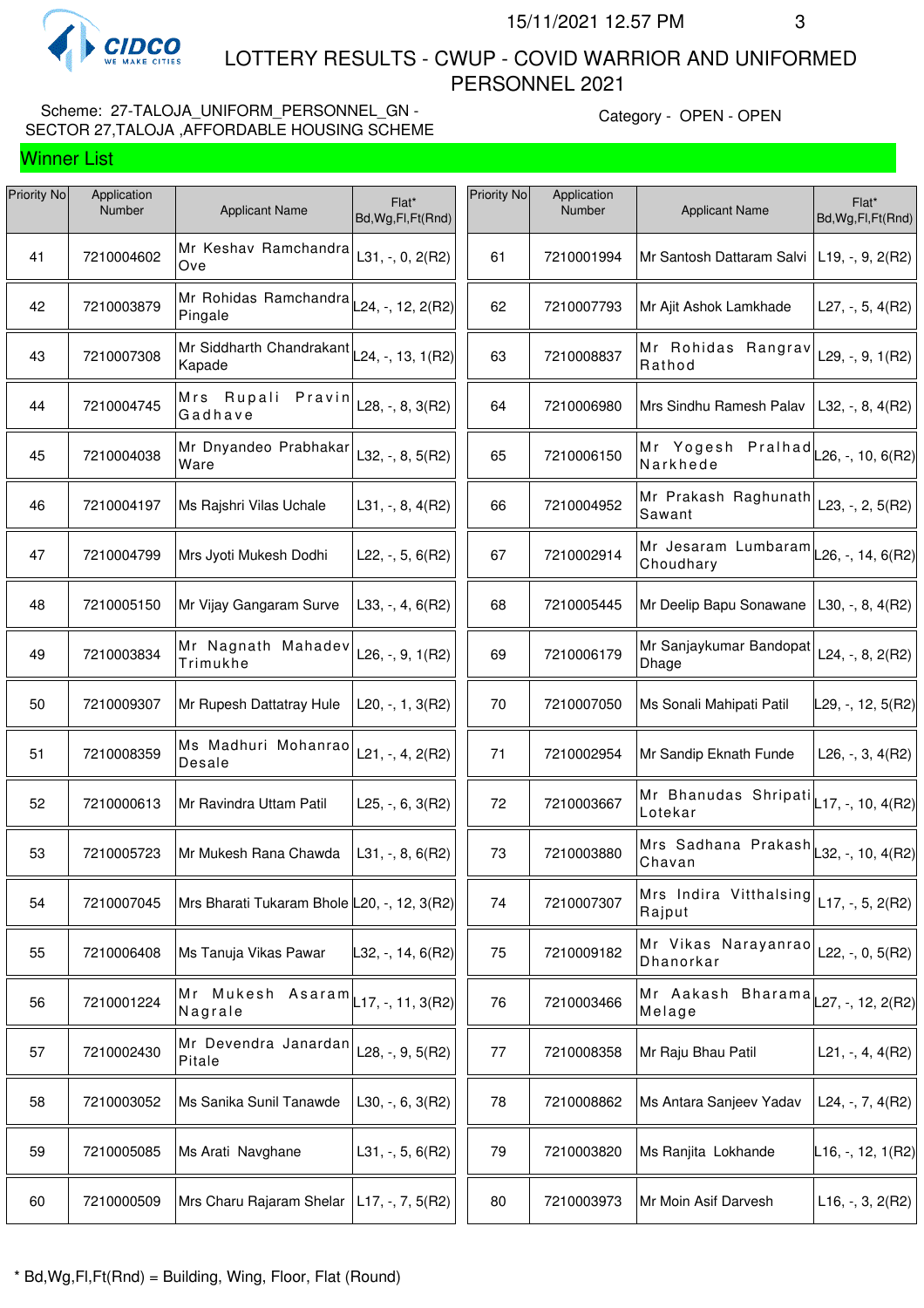# LOTTERY RESULTS - CWUP - COVID WARRIOR AND UNIFORMED PERSONNEL 2021

15/11/2021 12.57 PM

Scheme: 27-TALOJA_UNIFORM_PERSONNEL_GN - SECTOR 27,TALOJA ,AFFORDABLE HOUSING SCHEME

Category - OPEN - OPEN

## Winner List

| Priority No | Application Number | Applicant Name | Flat* Bd,Wg,Fl,Ft(Rnd) |
|---|---|---|---|
| 41 | 7210004602 | Mr Keshav Ramchandra Ove | L31, -, 0, 2(R2) |
| 42 | 7210003879 | Mr Rohidas Ramchandra Pingale | L24, -, 12, 2(R2) |
| 43 | 7210007308 | Mr Siddharth Chandrakant Kapade | L24, -, 13, 1(R2) |
| 44 | 7210004745 | Mrs Rupali Pravin Gadhave | L28, -, 8, 3(R2) |
| 45 | 7210004038 | Mr Dnyandeo Prabhakar Ware | L32, -, 8, 5(R2) |
| 46 | 7210004197 | Ms Rajshri Vilas Uchale | L31, -, 8, 4(R2) |
| 47 | 7210004799 | Mrs Jyoti Mukesh Dodhi | L22, -, 5, 6(R2) |
| 48 | 7210005150 | Mr Vijay Gangaram Surve | L33, -, 4, 6(R2) |
| 49 | 7210003834 | Mr Nagnath Mahadev Trimukhe | L26, -, 9, 1(R2) |
| 50 | 7210009307 | Mr Rupesh Dattatray Hule | L20, -, 1, 3(R2) |
| 51 | 7210008359 | Ms Madhuri Mohanrao Desale | L21, -, 4, 2(R2) |
| 52 | 7210000613 | Mr Ravindra Uttam Patil | L25, -, 6, 3(R2) |
| 53 | 7210005723 | Mr Mukesh Rana Chawda | L31, -, 8, 6(R2) |
| 54 | 7210007045 | Mrs Bharati Tukaram Bhole | L20, -, 12, 3(R2) |
| 55 | 7210006408 | Ms Tanuja Vikas Pawar | L32, -, 14, 6(R2) |
| 56 | 7210001224 | Mr Mukesh Asaram Nagrale | L17, -, 11, 3(R2) |
| 57 | 7210002430 | Mr Devendra Janardan Pitale | L28, -, 9, 5(R2) |
| 58 | 7210003052 | Ms Sanika Sunil Tanawde | L30, -, 6, 3(R2) |
| 59 | 7210005085 | Ms Arati Navghane | L31, -, 5, 6(R2) |
| 60 | 7210000509 | Mrs Charu Rajaram Shelar | L17, -, 7, 5(R2) |
| 61 | 7210001994 | Mr Santosh Dattaram Salvi | L19, -, 9, 2(R2) |
| 62 | 7210007793 | Mr Ajit Ashok Lamkhade | L27, -, 5, 4(R2) |
| 63 | 7210008837 | Mr Rohidas Rangrav Rathod | L29, -, 9, 1(R2) |
| 64 | 7210006980 | Mrs Sindhu Ramesh Palav | L32, -, 8, 4(R2) |
| 65 | 7210006150 | Mr Yogesh Pralhad Narkhede | L26, -, 10, 6(R2) |
| 66 | 7210004952 | Mr Prakash Raghunath Sawant | L23, -, 2, 5(R2) |
| 67 | 7210002914 | Mr Jesaram Lumbaram Choudhary | L26, -, 14, 6(R2) |
| 68 | 7210005445 | Mr Deelip Bapu Sonawane | L30, -, 8, 4(R2) |
| 69 | 7210006179 | Mr Sanjaykumar Bandopat Dhage | L24, -, 8, 2(R2) |
| 70 | 7210007050 | Ms Sonali Mahipati Patil | L29, -, 12, 5(R2) |
| 71 | 7210002954 | Mr Sandip Eknath Funde | L26, -, 3, 4(R2) |
| 72 | 7210003667 | Mr Bhanudas Shripati Lotekar | L17, -, 10, 4(R2) |
| 73 | 7210003880 | Mrs Sadhana Prakash Chavan | L32, -, 10, 4(R2) |
| 74 | 7210007307 | Mrs Indira Vitthalsing Rajput | L17, -, 5, 2(R2) |
| 75 | 7210009182 | Mr Vikas Narayanrao Dhanorkar | L22, -, 0, 5(R2) |
| 76 | 7210003466 | Mr Aakash Bharama Melage | L27, -, 12, 2(R2) |
| 77 | 7210008358 | Mr Raju Bhau Patil | L21, -, 4, 4(R2) |
| 78 | 7210008862 | Ms Antara Sanjeev Yadav | L24, -, 7, 4(R2) |
| 79 | 7210003820 | Ms Ranjita Lokhande | L16, -, 12, 1(R2) |
| 80 | 7210003973 | Mr Moin Asif Darvesh | L16, -, 3, 2(R2) |

* Bd,Wg,Fl,Ft(Rnd) = Building, Wing, Floor, Flat (Round)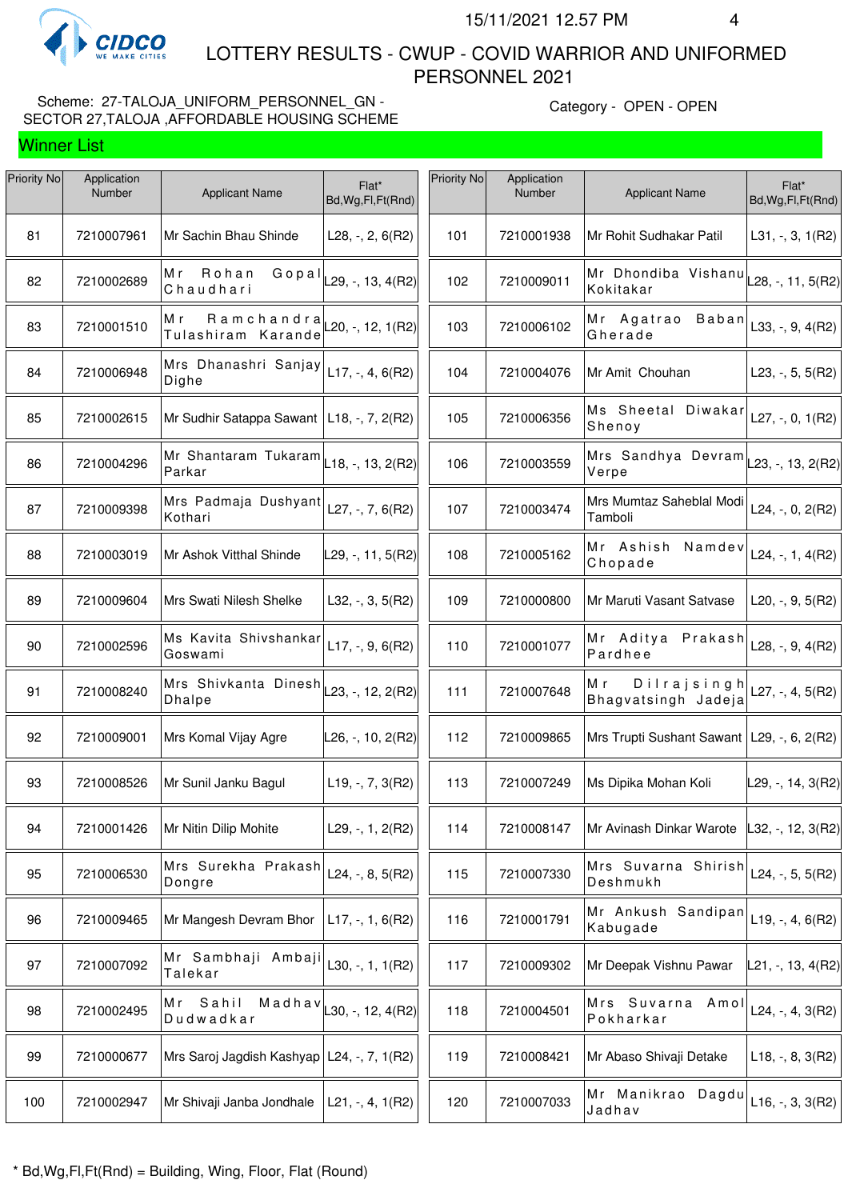CIDCO

# LOTTERY RESULTS - CWUP - COVID WARRIOR AND UNIFORMED PERSONNEL 2021

15/11/2021 12.57 PM

Scheme: 27-TALOJA_UNIFORM_PERSONNEL_GN - SECTOR 27,TALOJA ,AFFORDABLE HOUSING SCHEME

Category - OPEN - OPEN

## Winner List

| Priority No | Application Number | Applicant Name | Flat* Bd,Wg,Fl,Ft(Rnd) |
|---|---|---|---|
| 81 | 7210007961 | Mr Sachin Bhau Shinde | L28, -, 2, 6(R2) |
| 82 | 7210002689 | Mr Rohan Gopal Chaudhari | L29, -, 13, 4(R2) |
| 83 | 7210001510 | Mr Ramchandra Tulashiram Karande | L20, -, 12, 1(R2) |
| 84 | 7210006948 | Mrs Dhanashri Sanjay Dighe | L17, -, 4, 6(R2) |
| 85 | 7210002615 | Mr Sudhir Satappa Sawant | L18, -, 7, 2(R2) |
| 86 | 7210004296 | Mr Shantaram Tukaram Parkar | L18, -, 13, 2(R2) |
| 87 | 7210009398 | Mrs Padmaja Dushyant Kothari | L27, -, 7, 6(R2) |
| 88 | 7210003019 | Mr Ashok Vitthal Shinde | L29, -, 11, 5(R2) |
| 89 | 7210009604 | Mrs Swati Nilesh Shelke | L32, -, 3, 5(R2) |
| 90 | 7210002596 | Ms Kavita Shivshankar Goswami | L17, -, 9, 6(R2) |
| 91 | 7210008240 | Mrs Shivkanta Dinesh Dhalpe | L23, -, 12, 2(R2) |
| 92 | 7210009001 | Mrs Komal Vijay Agre | L26, -, 10, 2(R2) |
| 93 | 7210008526 | Mr Sunil Janku Bagul | L19, -, 7, 3(R2) |
| 94 | 7210001426 | Mr Nitin Dilip Mohite | L29, -, 1, 2(R2) |
| 95 | 7210006530 | Mrs Surekha Prakash Dongre | L24, -, 8, 5(R2) |
| 96 | 7210009465 | Mr Mangesh Devram Bhor | L17, -, 1, 6(R2) |
| 97 | 7210007092 | Mr Sambhaji Ambaji Talekar | L30, -, 1, 1(R2) |
| 98 | 7210002495 | Mr Sahil Madhav Dudwadkar | L30, -, 12, 4(R2) |
| 99 | 7210000677 | Mrs Saroj Jagdish Kashyap | L24, -, 7, 1(R2) |
| 100 | 7210002947 | Mr Shivaji Janba Jondhale | L21, -, 4, 1(R2) |
| 101 | 7210001938 | Mr Rohit Sudhakar Patil | L31, -, 3, 1(R2) |
| 102 | 7210009011 | Mr Dhondiba Vishanu Kokitakar | L28, -, 11, 5(R2) |
| 103 | 7210006102 | Mr Agatrao Baban Gherade | L33, -, 9, 4(R2) |
| 104 | 7210004076 | Mr Amit Chouhan | L23, -, 5, 5(R2) |
| 105 | 7210006356 | Ms Sheetal Diwakar Shenoy | L27, -, 0, 1(R2) |
| 106 | 7210003559 | Mrs Sandhya Devram Verpe | L23, -, 13, 2(R2) |
| 107 | 7210003474 | Mrs Mumtaz Saheblal Modi Tamboli | L24, -, 0, 2(R2) |
| 108 | 7210005162 | Mr Ashish Namdev Chopade | L24, -, 1, 4(R2) |
| 109 | 7210000800 | Mr Maruti Vasant Satvase | L20, -, 9, 5(R2) |
| 110 | 7210001077 | Mr Aditya Prakash Pardhee | L28, -, 9, 4(R2) |
| 111 | 7210007648 | Mr Dilrajsingh Bhagvatsingh Jadeja | L27, -, 4, 5(R2) |
| 112 | 7210009865 | Mrs Trupti Sushant Sawant | L29, -, 6, 2(R2) |
| 113 | 7210007249 | Ms Dipika Mohan Koli | L29, -, 14, 3(R2) |
| 114 | 7210008147 | Mr Avinash Dinkar Warote | L32, -, 12, 3(R2) |
| 115 | 7210007330 | Mrs Suvarna Shirish Deshmukh | L24, -, 5, 5(R2) |
| 116 | 7210001791 | Mr Ankush Sandipan Kabugade | L19, -, 4, 6(R2) |
| 117 | 7210009302 | Mr Deepak Vishnu Pawar | L21, -, 13, 4(R2) |
| 118 | 7210004501 | Mrs Suvarna Amol Pokharkar | L24, -, 4, 3(R2) |
| 119 | 7210008421 | Mr Abaso Shivaji Detake | L18, -, 8, 3(R2) |
| 120 | 7210007033 | Mr Manikrao Dagdu Jadhav | L16, -, 3, 3(R2) |

* Bd,Wg,Fl,Ft(Rnd) = Building, Wing, Floor, Flat (Round)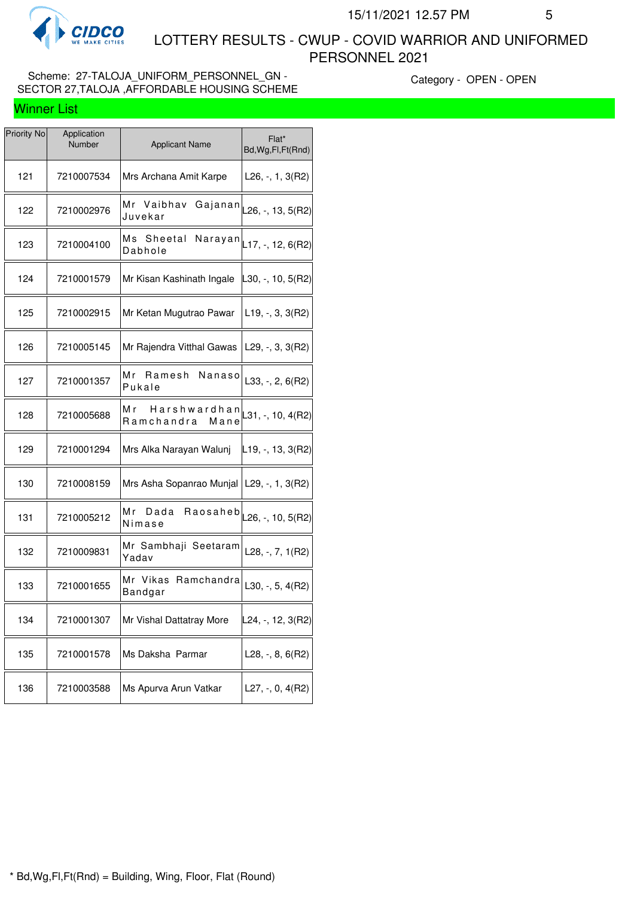# LOTTERY RESULTS - CWUP - COVID WARRIOR AND UNIFORMED PERSONNEL 2021

Scheme: 27-TALOJA_UNIFORM_PERSONNEL_GN - SECTOR 27,TALOJA ,AFFORDABLE HOUSING SCHEME

Category - OPEN - OPEN

## Winner List

| Priority No | Application Number | Applicant Name | Flat* Bd,Wg,Fl,Ft(Rnd) |
|---|---|---|---|
| 121 | 7210007534 | Mrs Archana Amit Karpe | L26, -, 1, 3(R2) |
| 122 | 7210002976 | Mr Vaibhav Gajanan Juvekar | L26, -, 13, 5(R2) |
| 123 | 7210004100 | Ms Sheetal Narayan Dabhole | L17, -, 12, 6(R2) |
| 124 | 7210001579 | Mr Kisan Kashinath Ingale | L30, -, 10, 5(R2) |
| 125 | 7210002915 | Mr Ketan Mugutrao Pawar | L19, -, 3, 3(R2) |
| 126 | 7210005145 | Mr Rajendra Vitthal Gawas | L29, -, 3, 3(R2) |
| 127 | 7210001357 | Mr Ramesh Nanaso Pukale | L33, -, 2, 6(R2) |
| 128 | 7210005688 | Mr Harshwardhan Ramchandra Mane | L31, -, 10, 4(R2) |
| 129 | 7210001294 | Mrs Alka Narayan Walunj | L19, -, 13, 3(R2) |
| 130 | 7210008159 | Mrs Asha Sopanrao Munjal | L29, -, 1, 3(R2) |
| 131 | 7210005212 | Mr Dada Raosaheb Nimase | L26, -, 10, 5(R2) |
| 132 | 7210009831 | Mr Sambhaji Seetaram Yadav | L28, -, 7, 1(R2) |
| 133 | 7210001655 | Mr Vikas Ramchandra Bandgar | L30, -, 5, 4(R2) |
| 134 | 7210001307 | Mr Vishal Dattatray More | L24, -, 12, 3(R2) |
| 135 | 7210001578 | Ms Daksha Parmar | L28, -, 8, 6(R2) |
| 136 | 7210003588 | Ms Apurva Arun Vatkar | L27, -, 0, 4(R2) |

* Bd,Wg,Fl,Ft(Rnd) = Building, Wing, Floor, Flat (Round)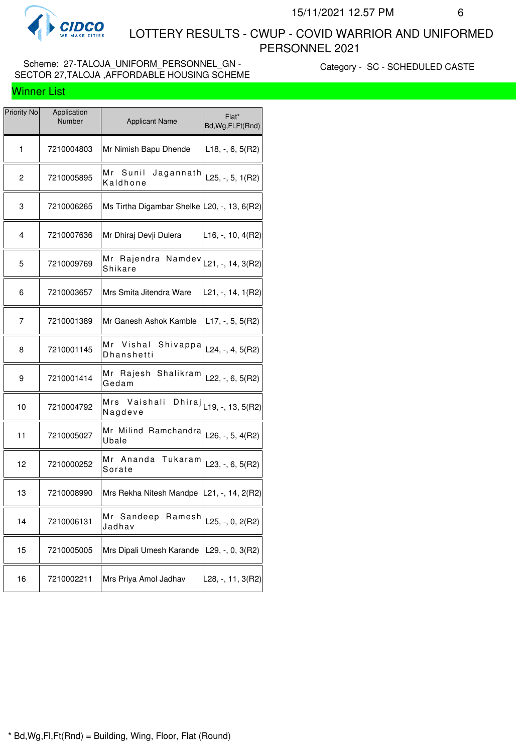# LOTTERY RESULTS - CWUP - COVID WARRIOR AND UNIFORMED PERSONNEL 2021

Scheme: 27-TALOJA_UNIFORM_PERSONNEL_GN - SECTOR 27,TALOJA ,AFFORDABLE HOUSING SCHEME

Category - SC - SCHEDULED CASTE

## Winner List

| Priority No | Application Number | Applicant Name | Flat* Bd,Wg,Fl,Ft(Rnd) |
|---|---|---|---|
| 1 | 7210004803 | Mr Nimish Bapu Dhende | L18, -, 6, 5(R2) |
| 2 | 7210005895 | Mr Sunil Jagannath Kaldhone | L25, -, 5, 1(R2) |
| 3 | 7210006265 | Ms Tirtha Digambar Shelke | L20, -, 13, 6(R2) |
| 4 | 7210007636 | Mr Dhiraj Devji Dulera | L16, -, 10, 4(R2) |
| 5 | 7210009769 | Mr Rajendra Namdev Shikare | L21, -, 14, 3(R2) |
| 6 | 7210003657 | Mrs Smita Jitendra Ware | L21, -, 14, 1(R2) |
| 7 | 7210001389 | Mr Ganesh Ashok Kamble | L17, -, 5, 5(R2) |
| 8 | 7210001145 | Mr Vishal Shivappa Dhanshetti | L24, -, 4, 5(R2) |
| 9 | 7210001414 | Mr Rajesh Shalikram Gedam | L22, -, 6, 5(R2) |
| 10 | 7210004792 | Mrs Vaishali Dhiraj Nagdeve | L19, -, 13, 5(R2) |
| 11 | 7210005027 | Mr Milind Ramchandra Ubale | L26, -, 5, 4(R2) |
| 12 | 7210000252 | Mr Ananda Tukaram Sorate | L23, -, 6, 5(R2) |
| 13 | 7210008990 | Mrs Rekha Nitesh Mandpe | L21, -, 14, 2(R2) |
| 14 | 7210006131 | Mr Sandeep Ramesh Jadhav | L25, -, 0, 2(R2) |
| 15 | 7210005005 | Mrs Dipali Umesh Karande | L29, -, 0, 3(R2) |
| 16 | 7210002211 | Mrs Priya Amol Jadhav | L28, -, 11, 3(R2) |

* Bd,Wg,Fl,Ft(Rnd) = Building, Wing, Floor, Flat (Round)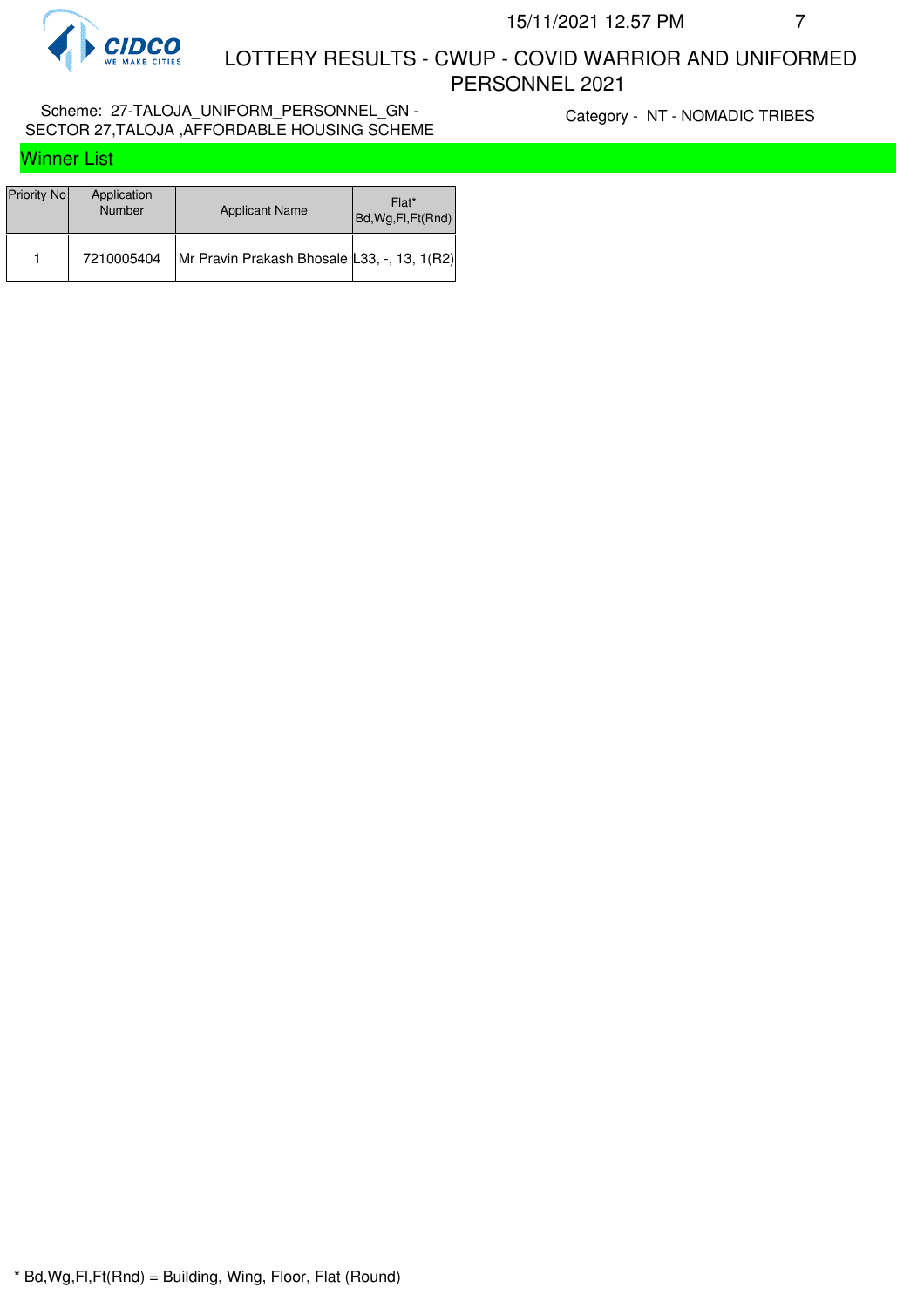# LOTTERY RESULTS - CWUP - COVID WARRIOR AND UNIFORMED PERSONNEL 2021

Scheme: 27-TALOJA_UNIFORM_PERSONNEL_GN - SECTOR 27,TALOJA ,AFFORDABLE HOUSING SCHEME

Category - NT - NOMADIC TRIBES

## Winner List

| Priority No | Application Number | Applicant Name | Flat* Bd,Wg,Fl,Ft(Rnd) |
|---|---|---|---|
| 1 | 7210005404 | Mr Pravin Prakash Bhosale | L33, -, 13, 1(R2) |

* Bd,Wg,Fl,Ft(Rnd) = Building, Wing, Floor, Flat (Round)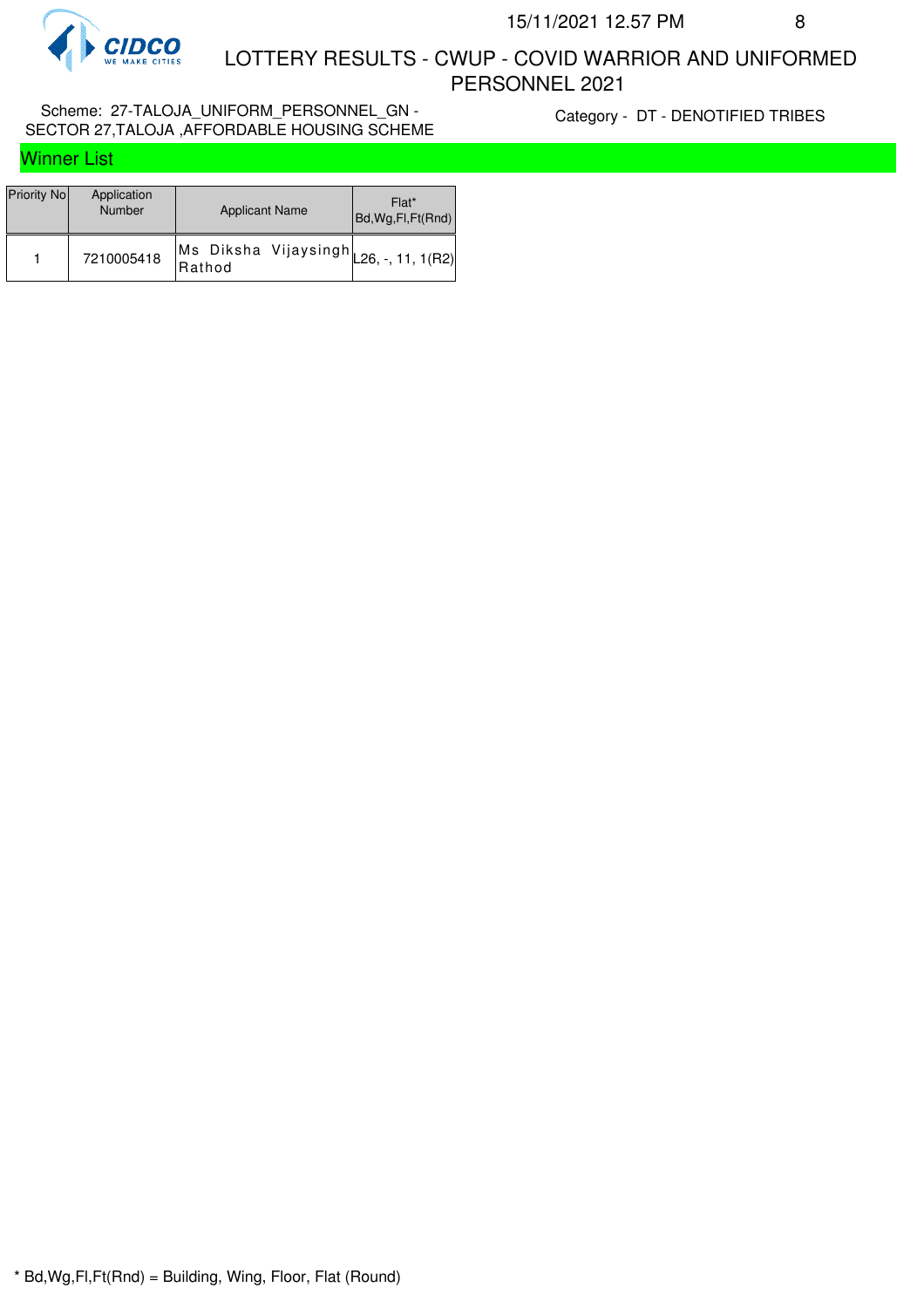# LOTTERY RESULTS - CWUP - COVID WARRIOR AND UNIFORMED PERSONNEL 2021

Scheme: 27-TALOJA_UNIFORM_PERSONNEL_GN - SECTOR 27,TALOJA ,AFFORDABLE HOUSING SCHEME

Category - DT - DENOTIFIED TRIBES

## Winner List

| Priority No | Application Number | Applicant Name | Flat* Bd,Wg,Fl,Ft(Rnd) |
|---|---|---|---|
| 1 | 7210005418 | Ms Diksha Vijaysingh Rathod | L26, -, 11, 1(R2) |

* Bd,Wg,Fl,Ft(Rnd) = Building, Wing, Floor, Flat (Round)